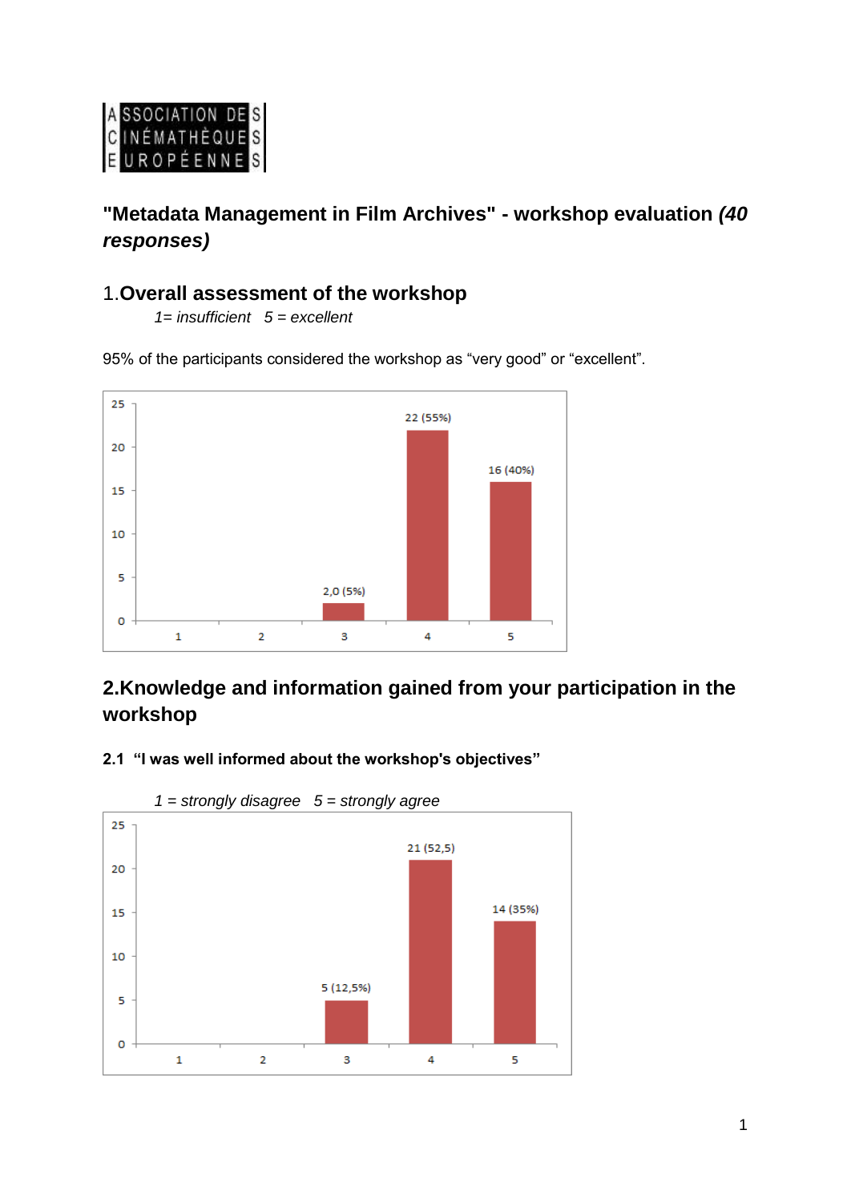ASSOCIATION DES CINÉMATHÈQUES EUROPÉENNES

## "Metadata Management in Film Archives" - workshop evaluation *(40 responses)*

## 1.Overall assessment of the workshop

*1= insufficient 5 = excellent*

95% of the participants considered the workshop as "very good" or "excellent".

| Rating | Responses |
|---|---|
| 1 | |
| 2 | |
| 3 | 2,0 (5%) |
| 4 | 22 (55%) |
| 5 | 16 (40%) |

## 2.Knowledge and information gained from your participation in the workshop

### 2.1 "I was well informed about the workshop's objectives"

*1 = strongly disagree 5 = strongly agree*

| Rating | Responses |
|---|---|
| 1 | |
| 2 | |
| 3 | 5 (12,5%) |
| 4 | 21 (52,5) |
| 5 | 14 (35%) |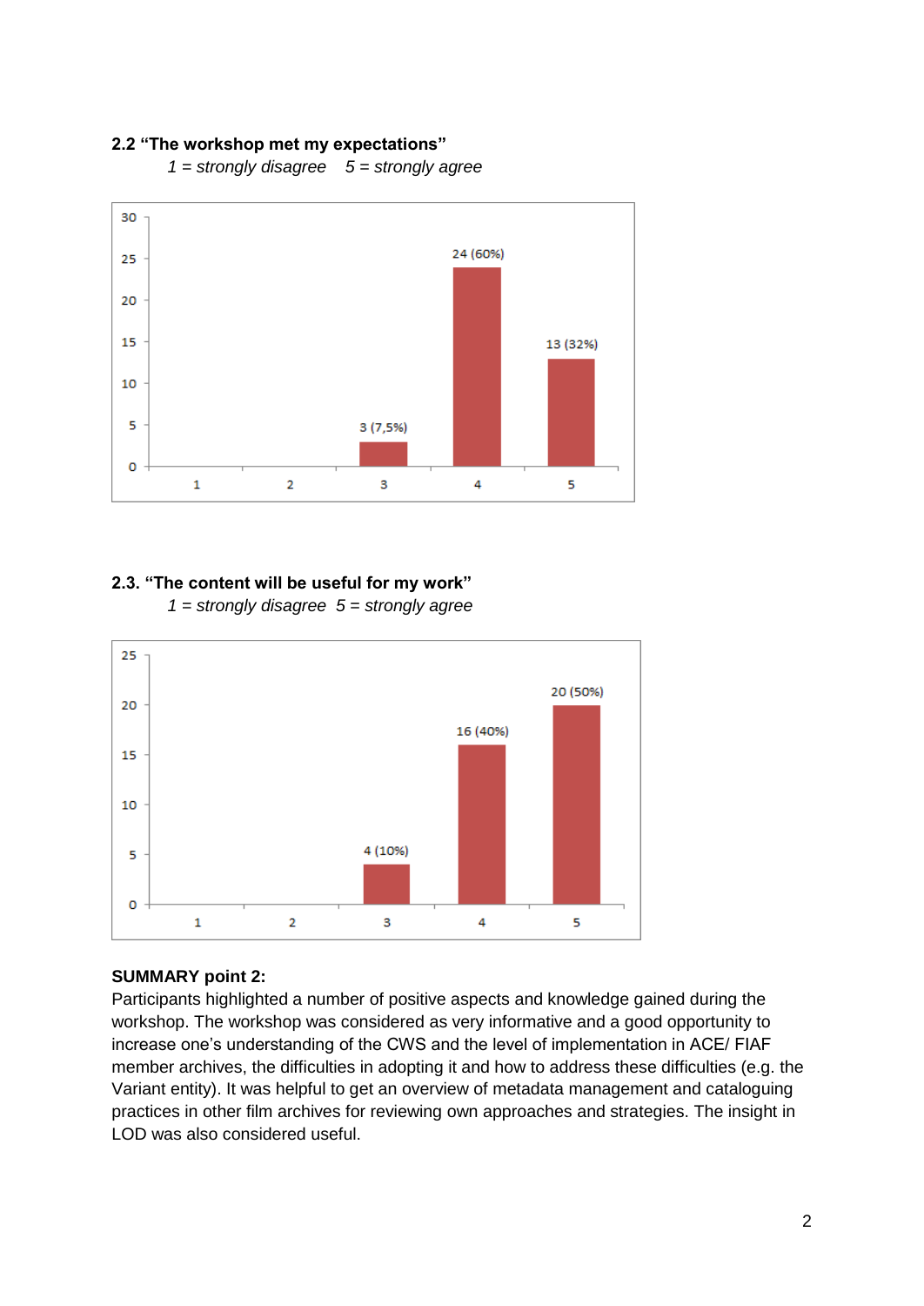**2.2 "The workshop met my expectations"**

*1 = strongly disagree 5 = strongly agree*

| Rating | Count |
|---|---|
| 1 | |
| 2 | |
| 3 | 3 (7,5%) |
| 4 | 24 (60%) |
| 5 | 13 (32%) |

**2.3. "The content will be useful for my work"**

*1 = strongly disagree 5 = strongly agree*

| Rating | Count |
|---|---|
| 1 | |
| 2 | |
| 3 | 4 (10%) |
| 4 | 16 (40%) |
| 5 | 20 (50%) |

**SUMMARY point 2:**

Participants highlighted a number of positive aspects and knowledge gained during the workshop. The workshop was considered as very informative and a good opportunity to increase one's understanding of the CWS and the level of implementation in ACE/ FIAF member archives, the difficulties in adopting it and how to address these difficulties (e.g. the Variant entity). It was helpful to get an overview of metadata management and cataloguing practices in other film archives for reviewing own approaches and strategies. The insight in LOD was also considered useful.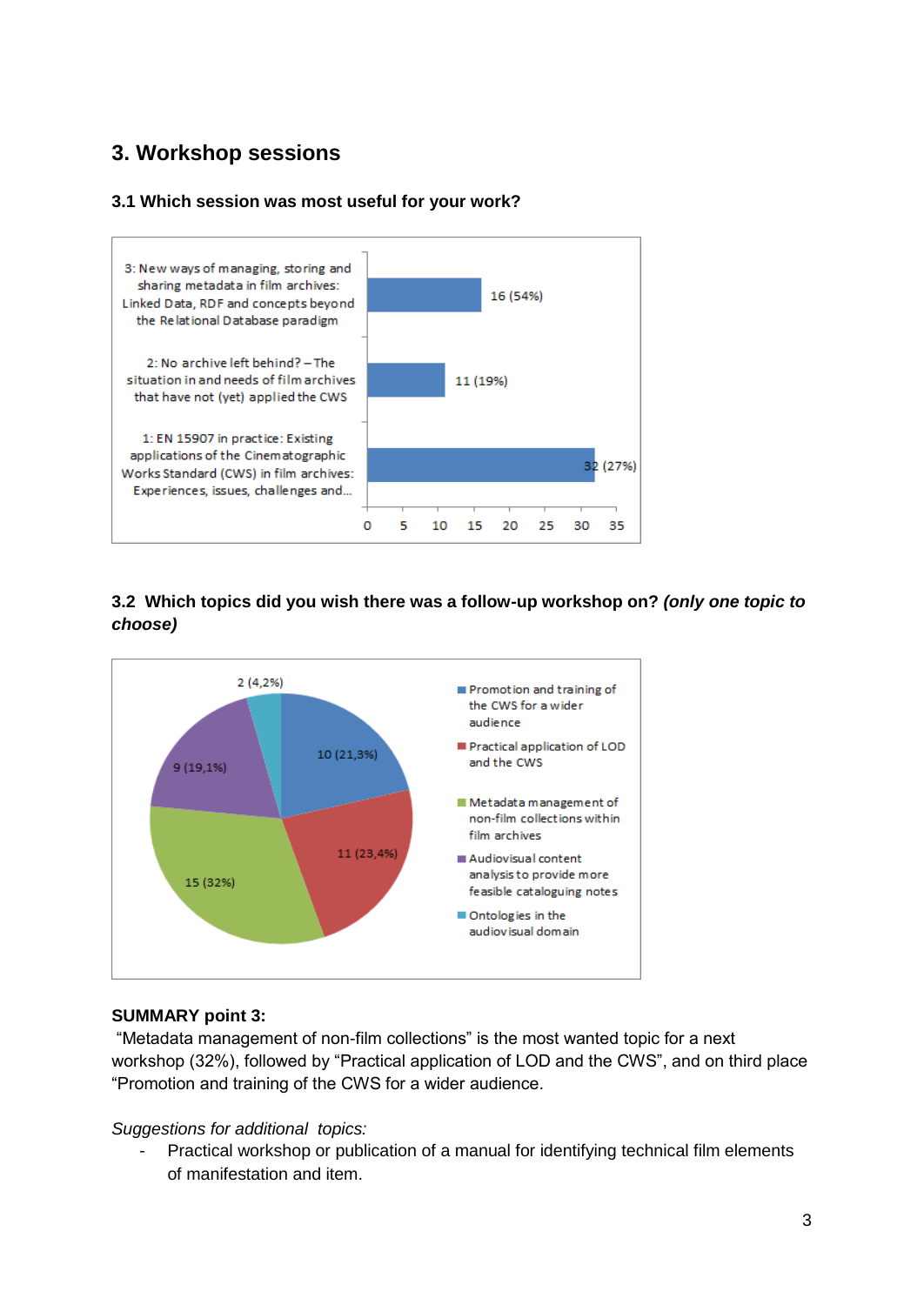## 3. Workshop sessions

### 3.1 Which session was most useful for your work?

| Session | Responses |
|---|---|
| 3: New ways of managing, storing and sharing metadata in film archives: Linked Data, RDF and concepts beyond the Relational Database paradigm | 16 (54%) |
| 2: No archive left behind? – The situation in and needs of film archives that have not (yet) applied the CWS | 11 (19%) |
| 1: EN 15907 in practice: Existing applications of the Cinematographic Works Standard (CWS) in film archives: Experiences, issues, challenges and... | 32 (27%) |

### 3.2 Which topics did you wish there was a follow-up workshop on? *(only one topic to choose)*

| Topic | Responses |
|---|---|
| Promotion and training of the CWS for a wider audience | 10 (21,3%) |
| Practical application of LOD and the CWS | 11 (23,4%) |
| Metadata management of non-film collections within film archives | 15 (32%) |
| Audiovisual content analysis to provide more feasible cataloguing notes | 9 (19,1%) |
| Ontologies in the audiovisual domain | 2 (4,2%) |

**SUMMARY point 3:**

"Metadata management of non-film collections" is the most wanted topic for a next workshop (32%), followed by "Practical application of LOD and the CWS", and on third place "Promotion and training of the CWS for a wider audience.

*Suggestions for additional topics:*

- Practical workshop or publication of a manual for identifying technical film elements of manifestation and item.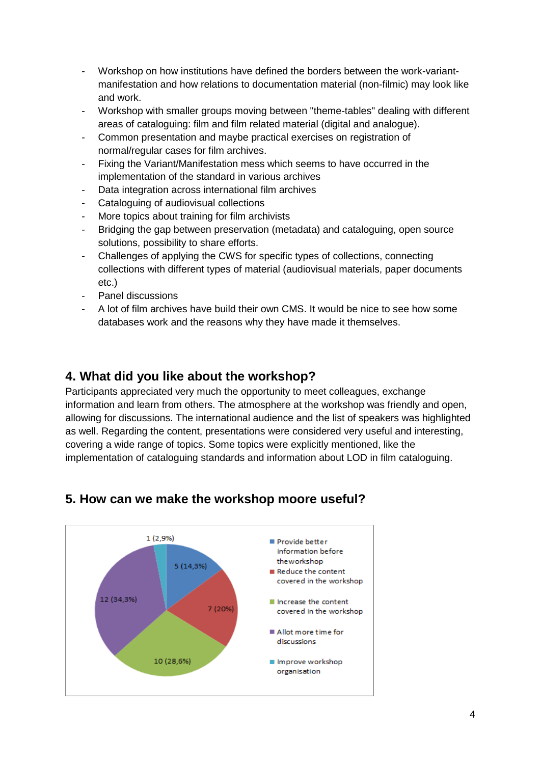- Workshop on how institutions have defined the borders between the work-variant-manifestation and how relations to documentation material (non-filmic) may look like and work.
- Workshop with smaller groups moving between "theme-tables" dealing with different areas of cataloguing: film and film related material (digital and analogue).
- Common presentation and maybe practical exercises on registration of normal/regular cases for film archives.
- Fixing the Variant/Manifestation mess which seems to have occurred in the implementation of the standard in various archives
- Data integration across international film archives
- Cataloguing of audiovisual collections
- More topics about training for film archivists
- Bridging the gap between preservation (metadata) and cataloguing, open source solutions, possibility to share efforts.
- Challenges of applying the CWS for specific types of collections, connecting collections with different types of material (audiovisual materials, paper documents etc.)
- Panel discussions
- A lot of film archives have build their own CMS. It would be nice to see how some databases work and the reasons why they have made it themselves.

## 4. What did you like about the workshop?

Participants appreciated very much the opportunity to meet colleagues, exchange information and learn from others. The atmosphere at the workshop was friendly and open, allowing for discussions. The international audience and the list of speakers was highlighted as well. Regarding the content, presentations were considered very useful and interesting, covering a wide range of topics. Some topics were explicitly mentioned, like the implementation of cataloguing standards and information about LOD in film cataloguing.

## 5. How can we make the workshop moore useful?

| Answer | Responses |
| --- | --- |
| Provide better information before theworkshop | 5 (14,3%) |
| Reduce the content covered in the workshop | 7 (20%) |
| Increase the content covered in the workshop | 10 (28,6%) |
| Allot more time for discussions | 12 (34,3%) |
| Improve workshop organisation | 1 (2,9%) |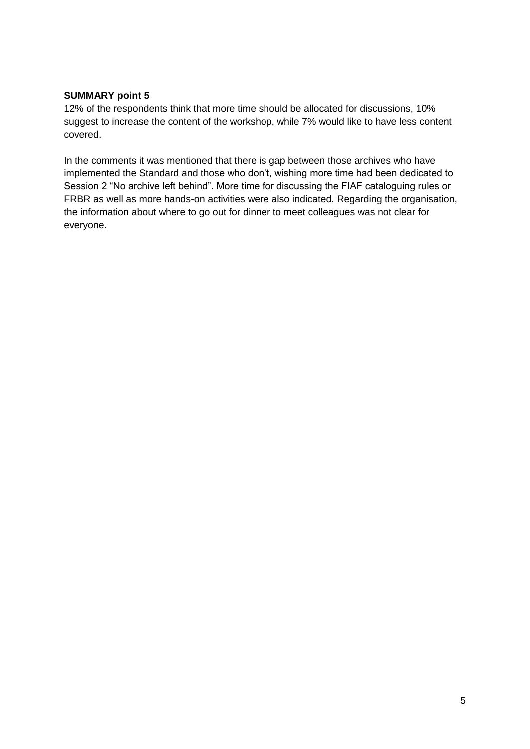**SUMMARY point 5**

12% of the respondents think that more time should be allocated for discussions, 10% suggest to increase the content of the workshop, while 7% would like to have less content covered.

In the comments it was mentioned that there is gap between those archives who have implemented the Standard and those who don't, wishing more time had been dedicated to Session 2 "No archive left behind". More time for discussing the FIAF cataloguing rules or FRBR as well as more hands-on activities were also indicated. Regarding the organisation, the information about where to go out for dinner to meet colleagues was not clear for everyone.